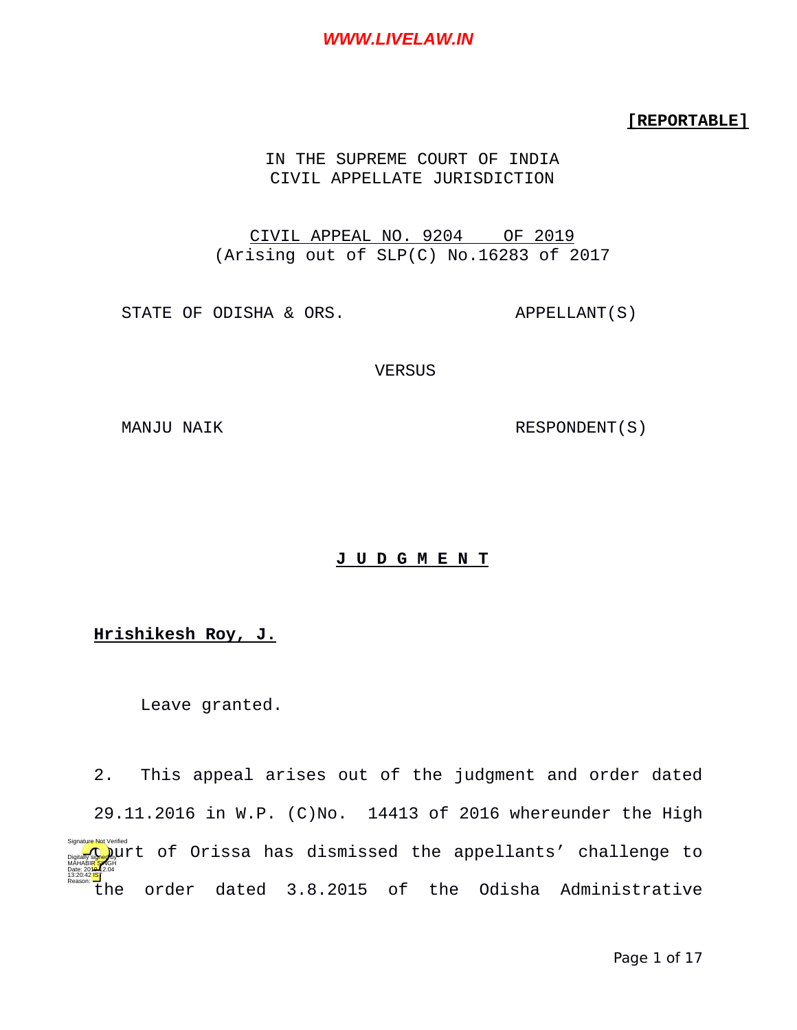**[REPORTABLE]**

IN THE SUPREME COURT OF INDIA
CIVIL APPELLATE JURISDICTION

CIVIL APPEAL NO. 9204 OF 2019
(Arising out of SLP(C) No.16283 of 2017

STATE OF ODISHA & ORS. APPELLANT(S)

VERSUS

MANJU NAIK RESPONDENT(S)

**J U D G M E N T**

**Hrishikesh Roy, J.**

Leave granted.

2. This appeal arises out of the judgment and order dated 29.11.2016 in W.P. (C)No. 14413 of 2016 whereunder the High Court of Orissa has dismissed the appellants' challenge to the order dated 3.8.2015 of the Odisha Administrative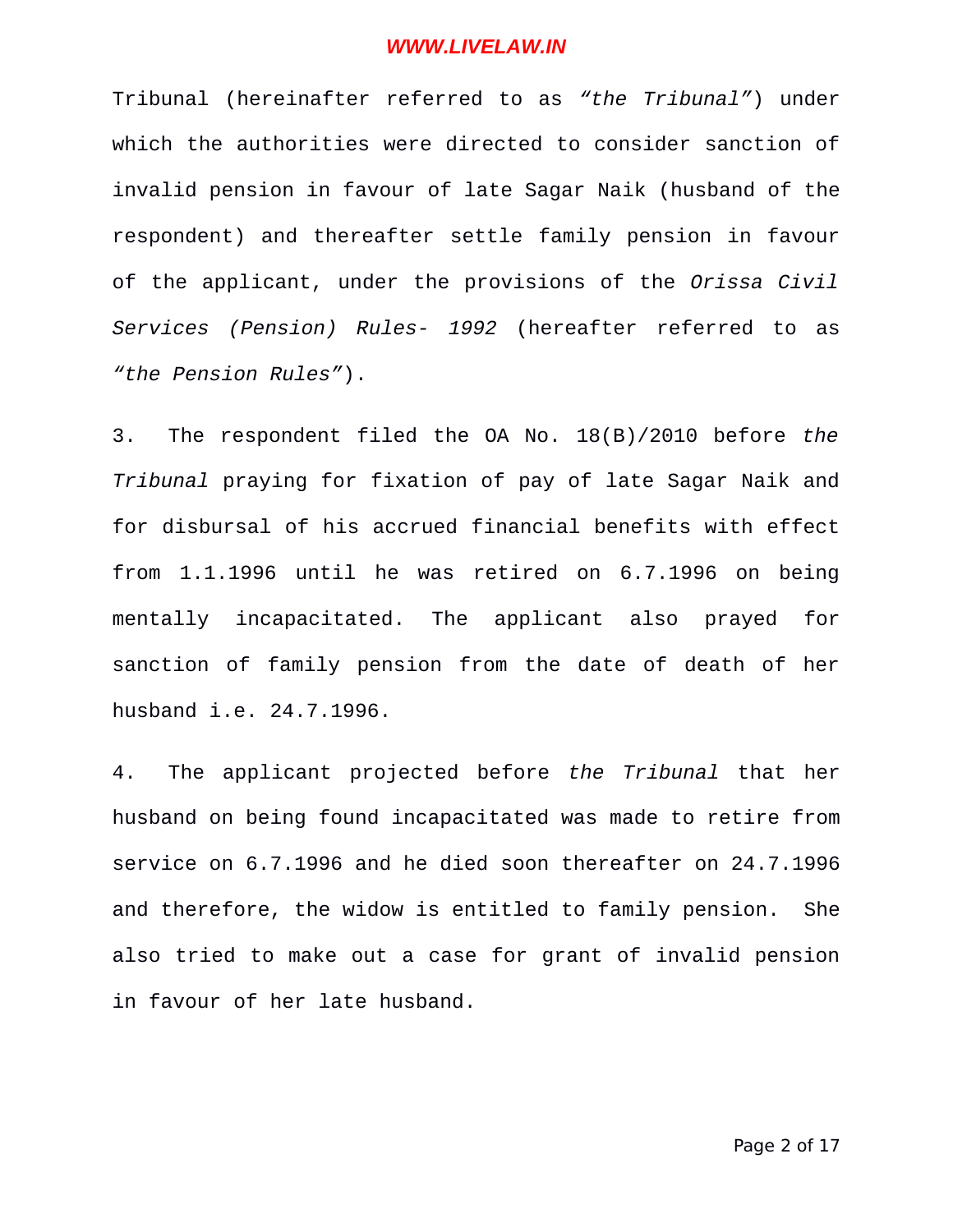Tribunal (hereinafter referred to as *"the Tribunal"*) under which the authorities were directed to consider sanction of invalid pension in favour of late Sagar Naik (husband of the respondent) and thereafter settle family pension in favour of the applicant, under the provisions of the *Orissa Civil Services (Pension) Rules- 1992* (hereafter referred to as *"the Pension Rules"*).

3. The respondent filed the OA No. 18(B)/2010 before *the Tribunal* praying for fixation of pay of late Sagar Naik and for disbursal of his accrued financial benefits with effect from 1.1.1996 until he was retired on 6.7.1996 on being mentally incapacitated. The applicant also prayed for sanction of family pension from the date of death of her husband i.e. 24.7.1996.

4. The applicant projected before *the Tribunal* that her husband on being found incapacitated was made to retire from service on 6.7.1996 and he died soon thereafter on 24.7.1996 and therefore, the widow is entitled to family pension. She also tried to make out a case for grant of invalid pension in favour of her late husband.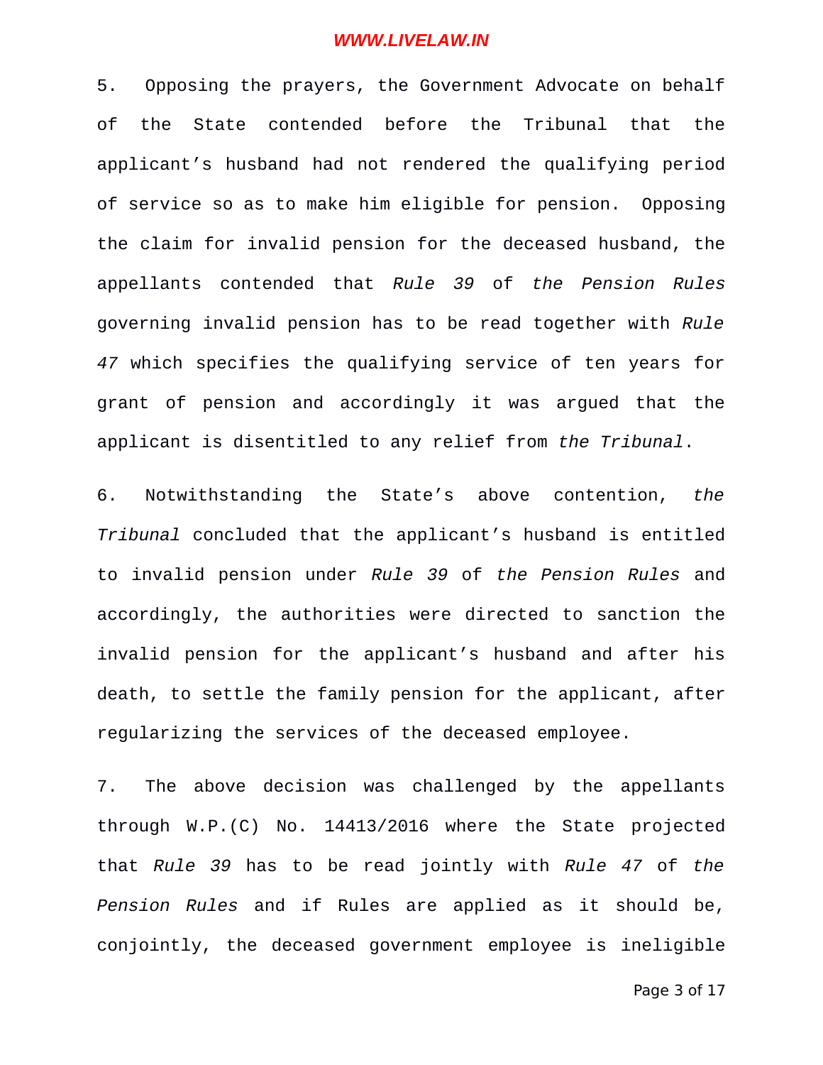5. Opposing the prayers, the Government Advocate on behalf of the State contended before the Tribunal that the applicant's husband had not rendered the qualifying period of service so as to make him eligible for pension. Opposing the claim for invalid pension for the deceased husband, the appellants contended that *Rule 39* of *the Pension Rules* governing invalid pension has to be read together with *Rule 47* which specifies the qualifying service of ten years for grant of pension and accordingly it was argued that the applicant is disentitled to any relief from *the Tribunal*.

6. Notwithstanding the State's above contention, *the Tribunal* concluded that the applicant's husband is entitled to invalid pension under *Rule 39* of *the Pension Rules* and accordingly, the authorities were directed to sanction the invalid pension for the applicant's husband and after his death, to settle the family pension for the applicant, after regularizing the services of the deceased employee.

7. The above decision was challenged by the appellants through W.P.(C) No. 14413/2016 where the State projected that *Rule 39* has to be read jointly with *Rule 47* of *the Pension Rules* and if Rules are applied as it should be, conjointly, the deceased government employee is ineligible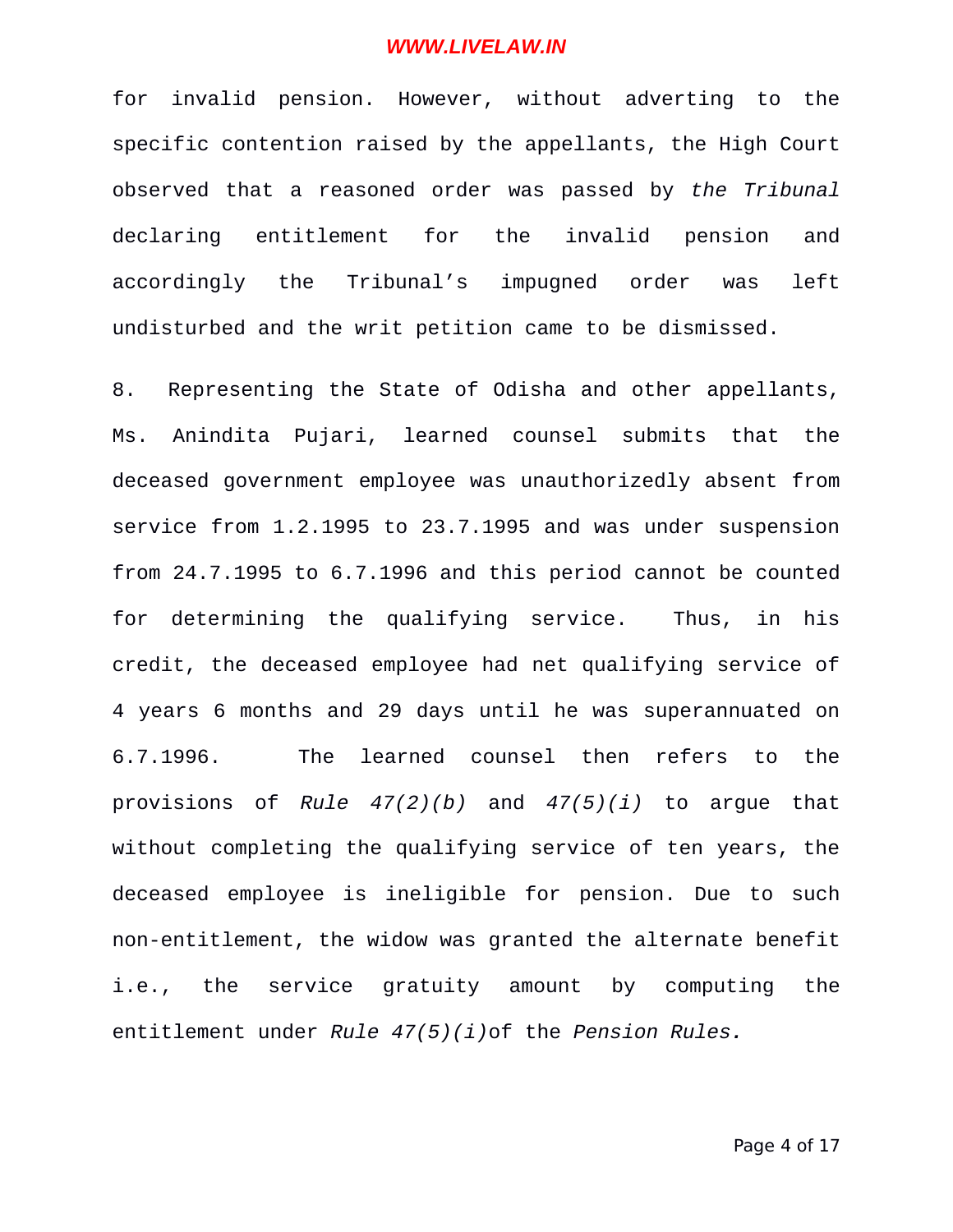for invalid pension. However, without adverting to the specific contention raised by the appellants, the High Court observed that a reasoned order was passed by *the Tribunal* declaring entitlement for the invalid pension and accordingly the Tribunal's impugned order was left undisturbed and the writ petition came to be dismissed.

8. Representing the State of Odisha and other appellants, Ms. Anindita Pujari, learned counsel submits that the deceased government employee was unauthorizedly absent from service from 1.2.1995 to 23.7.1995 and was under suspension from 24.7.1995 to 6.7.1996 and this period cannot be counted for determining the qualifying service. Thus, in his credit, the deceased employee had net qualifying service of 4 years 6 months and 29 days until he was superannuated on 6.7.1996. The learned counsel then refers to the provisions of *Rule 47(2)(b)* and *47(5)(i)* to argue that without completing the qualifying service of ten years, the deceased employee is ineligible for pension. Due to such non-entitlement, the widow was granted the alternate benefit i.e., the service gratuity amount by computing the entitlement under *Rule 47(5)(i)* of the *Pension Rules.*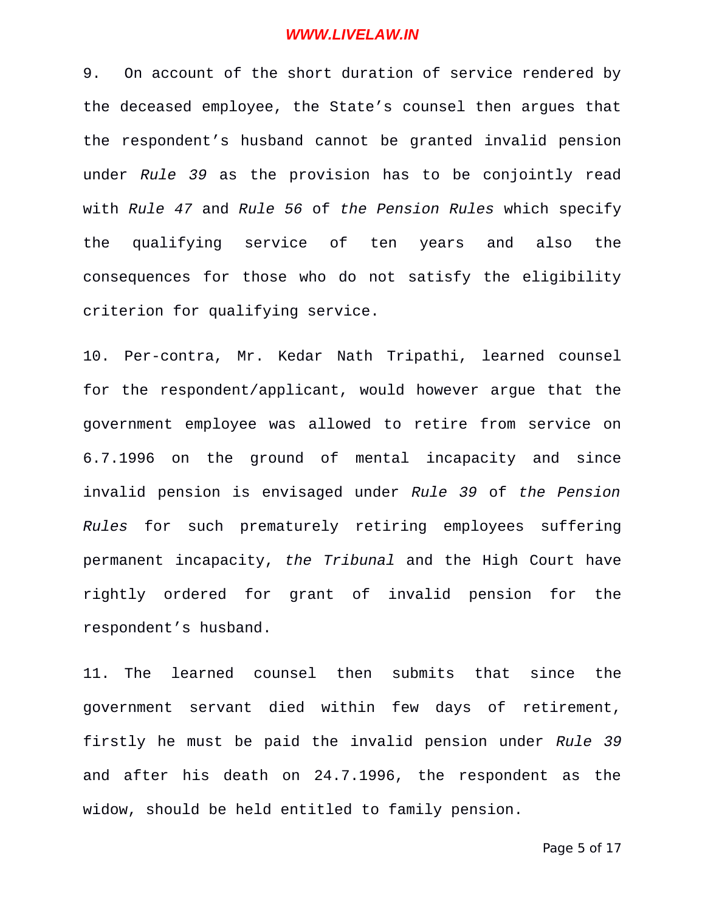9. On account of the short duration of service rendered by the deceased employee, the State's counsel then argues that the respondent's husband cannot be granted invalid pension under *Rule 39* as the provision has to be conjointly read with *Rule 47* and *Rule 56* of *the Pension Rules* which specify the qualifying service of ten years and also the consequences for those who do not satisfy the eligibility criterion for qualifying service.

10. Per-contra, Mr. Kedar Nath Tripathi, learned counsel for the respondent/applicant, would however argue that the government employee was allowed to retire from service on 6.7.1996 on the ground of mental incapacity and since invalid pension is envisaged under *Rule 39* of *the Pension Rules* for such prematurely retiring employees suffering permanent incapacity, *the Tribunal* and the High Court have rightly ordered for grant of invalid pension for the respondent's husband.

11. The learned counsel then submits that since the government servant died within few days of retirement, firstly he must be paid the invalid pension under *Rule 39* and after his death on 24.7.1996, the respondent as the widow, should be held entitled to family pension.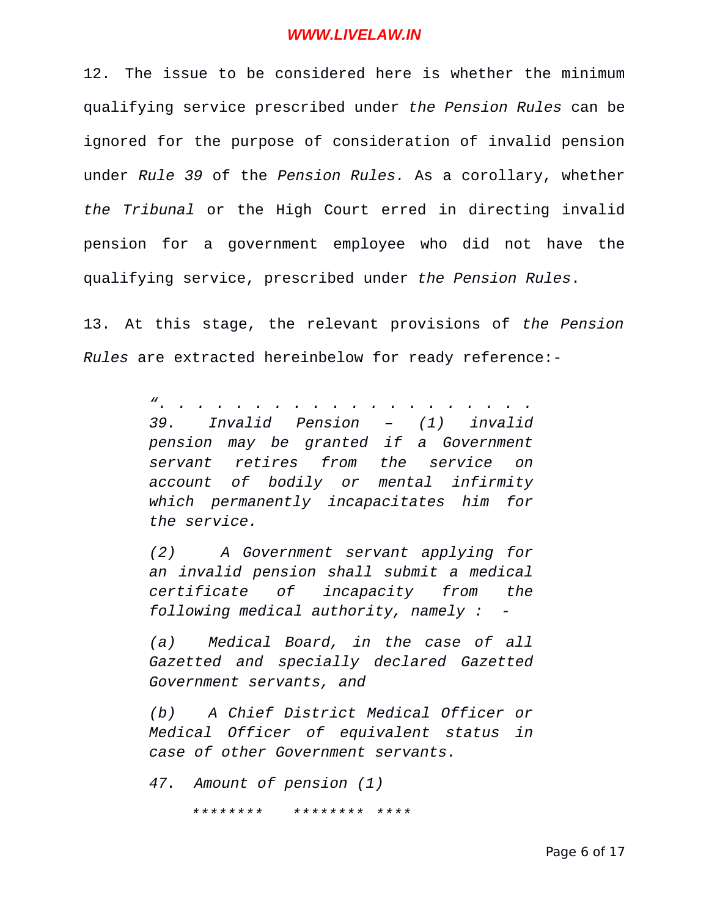12. The issue to be considered here is whether the minimum qualifying service prescribed under *the Pension Rules* can be ignored for the purpose of consideration of invalid pension under *Rule 39* of the *Pension Rules.* As a corollary, whether *the Tribunal* or the High Court erred in directing invalid pension for a government employee who did not have the qualifying service, prescribed under *the Pension Rules*.

13. At this stage, the relevant provisions of *the Pension Rules* are extracted hereinbelow for ready reference:-

> *". . . . . . . . . . . . . . . . . . . . . .*
> *39. Invalid Pension – (1) invalid pension may be granted if a Government servant retires from the service on account of bodily or mental infirmity which permanently incapacitates him for the service.*
>
> *(2) A Government servant applying for an invalid pension shall submit a medical certificate of incapacity from the following medical authority, namely : -*
>
> *(a) Medical Board, in the case of all Gazetted and specially declared Gazetted Government servants, and*
>
> *(b) A Chief District Medical Officer or Medical Officer of equivalent status in case of other Government servants.*
>
> *47. Amount of pension (1)*
>
> *\*\*\*\*\*\*\*\* \*\*\*\*\*\*\*\* \*\*\*\**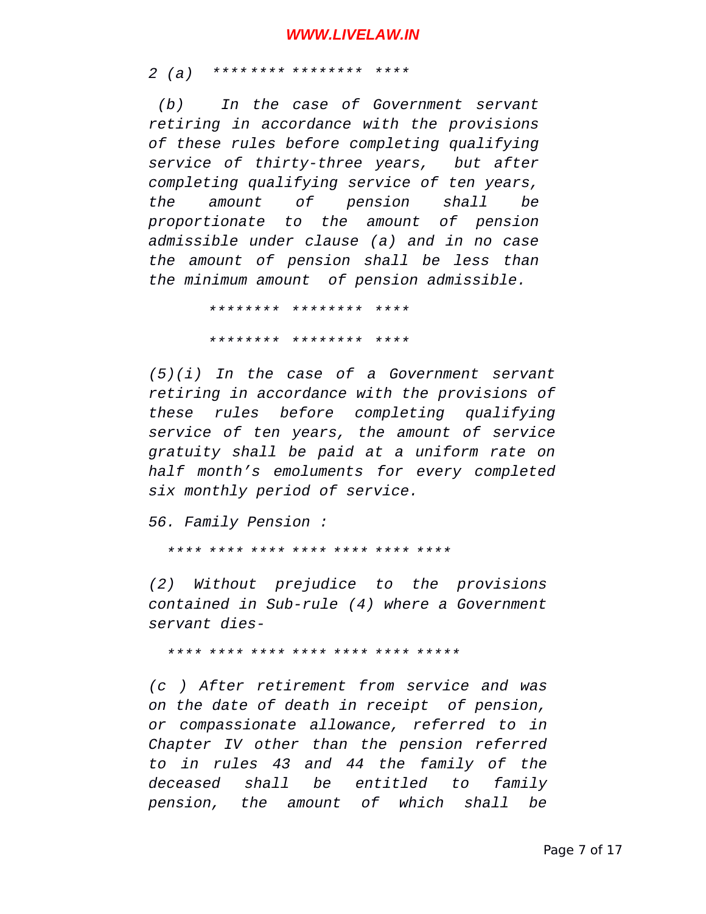*2 (a) ******** ******** \*\*\*\**

*(b) In the case of Government servant retiring in accordance with the provisions of these rules before completing qualifying service of thirty-three years, but after completing qualifying service of ten years, the amount of pension shall be proportionate to the amount of pension admissible under clause (a) and in no case the amount of pension shall be less than the minimum amount of pension admissible.*

******** ******** ****

******** ******** ****

*(5)(i) In the case of a Government servant retiring in accordance with the provisions of these rules before completing qualifying service of ten years, the amount of service gratuity shall be paid at a uniform rate on half month's emoluments for every completed six monthly period of service.*

*56. Family Pension :*

**** **** **** **** **** **** ****

*(2) Without prejudice to the provisions contained in Sub-rule (4) where a Government servant dies-*

**** **** **** **** **** **** *****

*(c ) After retirement from service and was on the date of death in receipt of pension, or compassionate allowance, referred to in Chapter IV other than the pension referred to in rules 43 and 44 the family of the deceased shall be entitled to family pension, the amount of which shall be*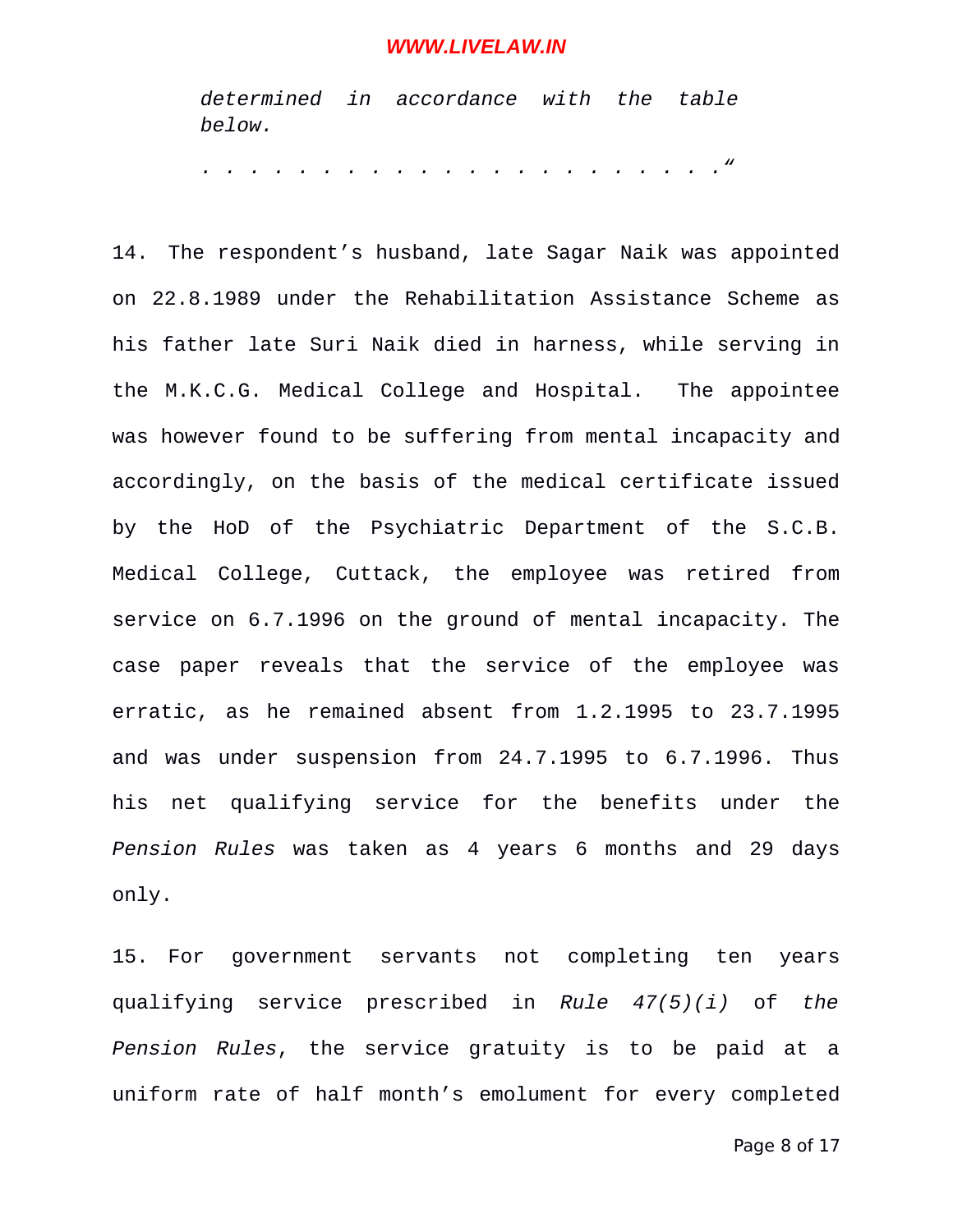*determined in accordance with the table below.*

*. . . . . . . . . . . . . . . . . . . . . . . .“*

14. The respondent’s husband, late Sagar Naik was appointed on 22.8.1989 under the Rehabilitation Assistance Scheme as his father late Suri Naik died in harness, while serving in the M.K.C.G. Medical College and Hospital. The appointee was however found to be suffering from mental incapacity and accordingly, on the basis of the medical certificate issued by the HoD of the Psychiatric Department of the S.C.B. Medical College, Cuttack, the employee was retired from service on 6.7.1996 on the ground of mental incapacity. The case paper reveals that the service of the employee was erratic, as he remained absent from 1.2.1995 to 23.7.1995 and was under suspension from 24.7.1995 to 6.7.1996. Thus his net qualifying service for the benefits under the *Pension Rules* was taken as 4 years 6 months and 29 days only.

15. For government servants not completing ten years qualifying service prescribed in *Rule 47(5)(i)* of *the Pension Rules*, the service gratuity is to be paid at a uniform rate of half month’s emolument for every completed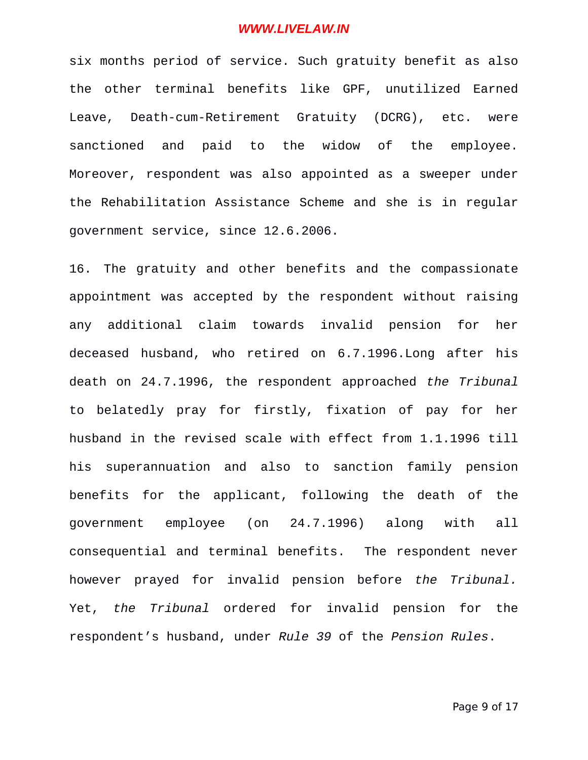six months period of service. Such gratuity benefit as also the other terminal benefits like GPF, unutilized Earned Leave, Death-cum-Retirement Gratuity (DCRG), etc. were sanctioned and paid to the widow of the employee. Moreover, respondent was also appointed as a sweeper under the Rehabilitation Assistance Scheme and she is in regular government service, since 12.6.2006.

16. The gratuity and other benefits and the compassionate appointment was accepted by the respondent without raising any additional claim towards invalid pension for her deceased husband, who retired on 6.7.1996.Long after his death on 24.7.1996, the respondent approached *the Tribunal* to belatedly pray for firstly, fixation of pay for her husband in the revised scale with effect from 1.1.1996 till his superannuation and also to sanction family pension benefits for the applicant, following the death of the government employee (on 24.7.1996) along with all consequential and terminal benefits. The respondent never however prayed for invalid pension before *the Tribunal.* Yet, *the Tribunal* ordered for invalid pension for the respondent's husband, under *Rule 39* of the *Pension Rules*.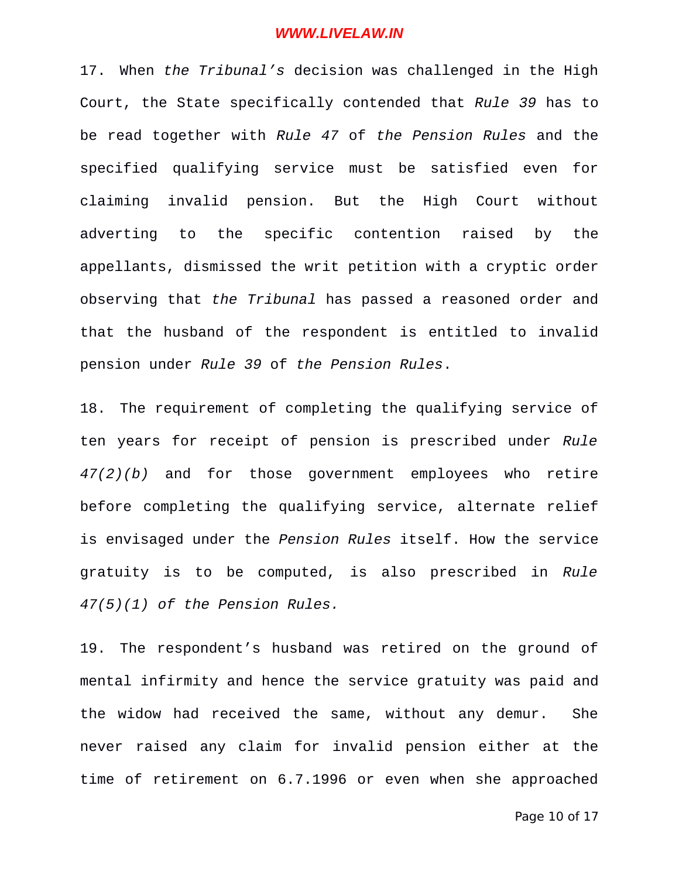17. When *the Tribunal's* decision was challenged in the High Court, the State specifically contended that *Rule 39* has to be read together with *Rule 47* of *the Pension Rules* and the specified qualifying service must be satisfied even for claiming invalid pension. But the High Court without adverting to the specific contention raised by the appellants, dismissed the writ petition with a cryptic order observing that *the Tribunal* has passed a reasoned order and that the husband of the respondent is entitled to invalid pension under *Rule 39* of *the Pension Rules*.

18. The requirement of completing the qualifying service of ten years for receipt of pension is prescribed under *Rule 47(2)(b)* and for those government employees who retire before completing the qualifying service, alternate relief is envisaged under the *Pension Rules* itself. How the service gratuity is to be computed, is also prescribed in *Rule 47(5)(1) of the Pension Rules.*

19. The respondent's husband was retired on the ground of mental infirmity and hence the service gratuity was paid and the widow had received the same, without any demur. She never raised any claim for invalid pension either at the time of retirement on 6.7.1996 or even when she approached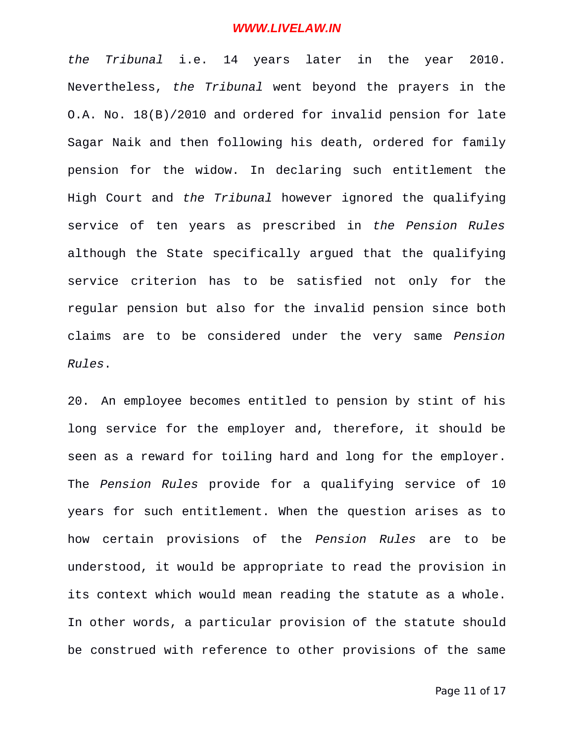*the Tribunal* i.e. 14 years later in the year 2010. Nevertheless, *the Tribunal* went beyond the prayers in the O.A. No. 18(B)/2010 and ordered for invalid pension for late Sagar Naik and then following his death, ordered for family pension for the widow. In declaring such entitlement the High Court and *the Tribunal* however ignored the qualifying service of ten years as prescribed in *the Pension Rules* although the State specifically argued that the qualifying service criterion has to be satisfied not only for the regular pension but also for the invalid pension since both claims are to be considered under the very same *Pension Rules*.

20. An employee becomes entitled to pension by stint of his long service for the employer and, therefore, it should be seen as a reward for toiling hard and long for the employer. The *Pension Rules* provide for a qualifying service of 10 years for such entitlement. When the question arises as to how certain provisions of the *Pension Rules* are to be understood, it would be appropriate to read the provision in its context which would mean reading the statute as a whole. In other words, a particular provision of the statute should be construed with reference to other provisions of the same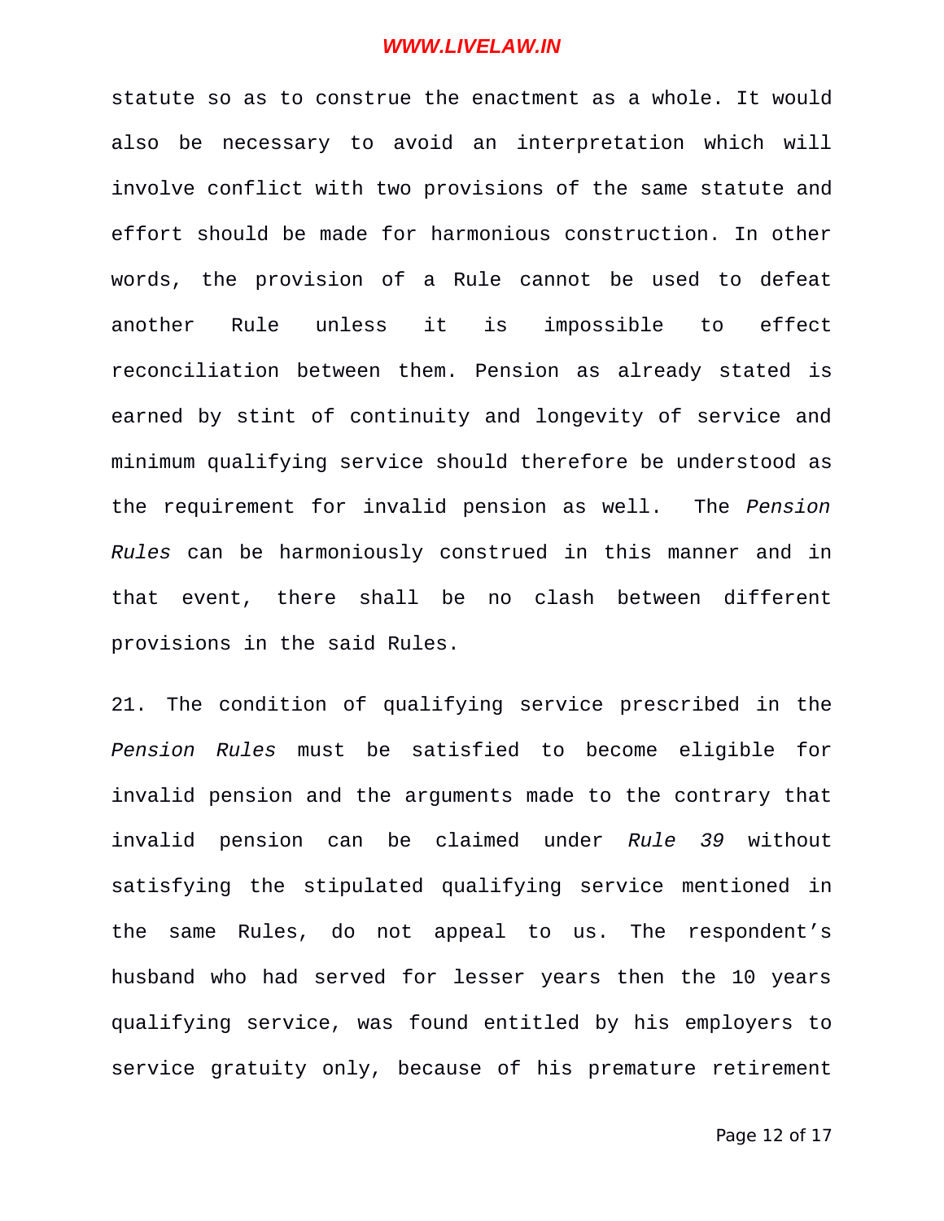statute so as to construe the enactment as a whole. It would also be necessary to avoid an interpretation which will involve conflict with two provisions of the same statute and effort should be made for harmonious construction. In other words, the provision of a Rule cannot be used to defeat another Rule unless it is impossible to effect reconciliation between them. Pension as already stated is earned by stint of continuity and longevity of service and minimum qualifying service should therefore be understood as the requirement for invalid pension as well. The *Pension Rules* can be harmoniously construed in this manner and in that event, there shall be no clash between different provisions in the said Rules.

21. The condition of qualifying service prescribed in the *Pension Rules* must be satisfied to become eligible for invalid pension and the arguments made to the contrary that invalid pension can be claimed under *Rule 39* without satisfying the stipulated qualifying service mentioned in the same Rules, do not appeal to us. The respondent's husband who had served for lesser years then the 10 years qualifying service, was found entitled by his employers to service gratuity only, because of his premature retirement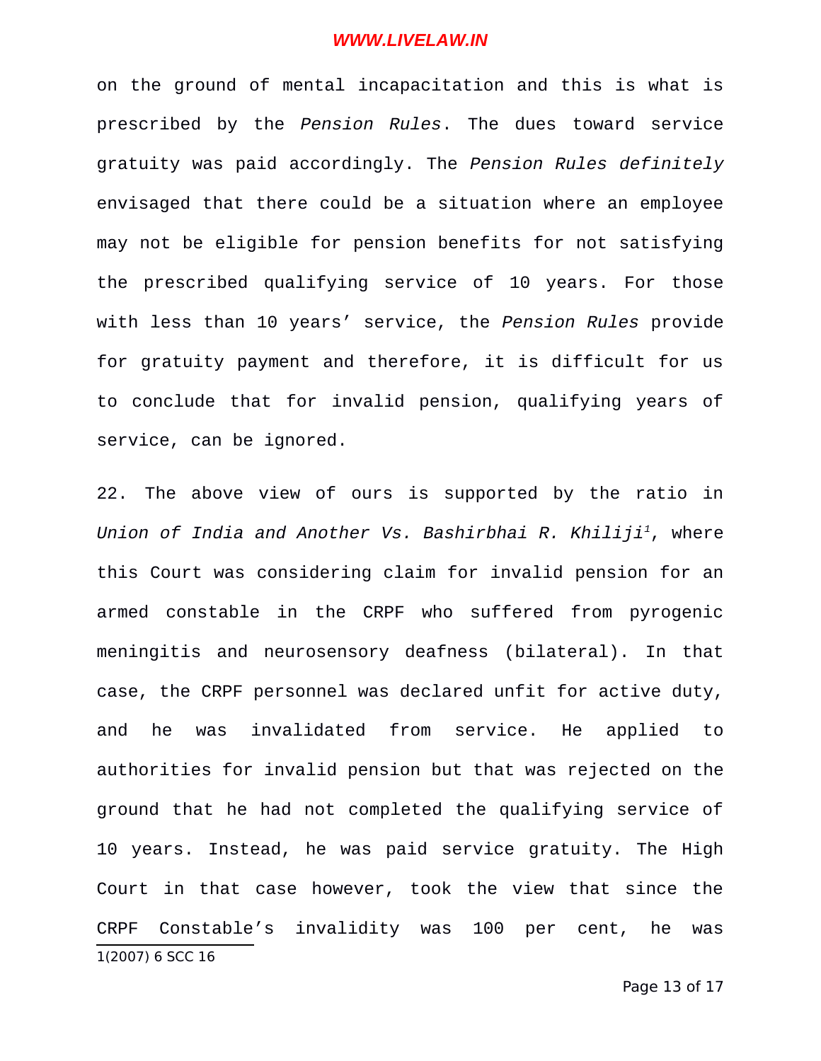on the ground of mental incapacitation and this is what is prescribed by the *Pension Rules*. The dues toward service gratuity was paid accordingly. The *Pension Rules definitely* envisaged that there could be a situation where an employee may not be eligible for pension benefits for not satisfying the prescribed qualifying service of 10 years. For those with less than 10 years' service, the *Pension Rules* provide for gratuity payment and therefore, it is difficult for us to conclude that for invalid pension, qualifying years of service, can be ignored.

22. The above view of ours is supported by the ratio in *Union of India and Another Vs. Bashirbhai R. Khiliji*[1], where this Court was considering claim for invalid pension for an armed constable in the CRPF who suffered from pyrogenic meningitis and neurosensory deafness (bilateral). In that case, the CRPF personnel was declared unfit for active duty, and he was invalidated from service. He applied to authorities for invalid pension but that was rejected on the ground that he had not completed the qualifying service of 10 years. Instead, he was paid service gratuity. The High Court in that case however, took the view that since the CRPF Constable's invalidity was 100 per cent, he was

1(2007) 6 SCC 16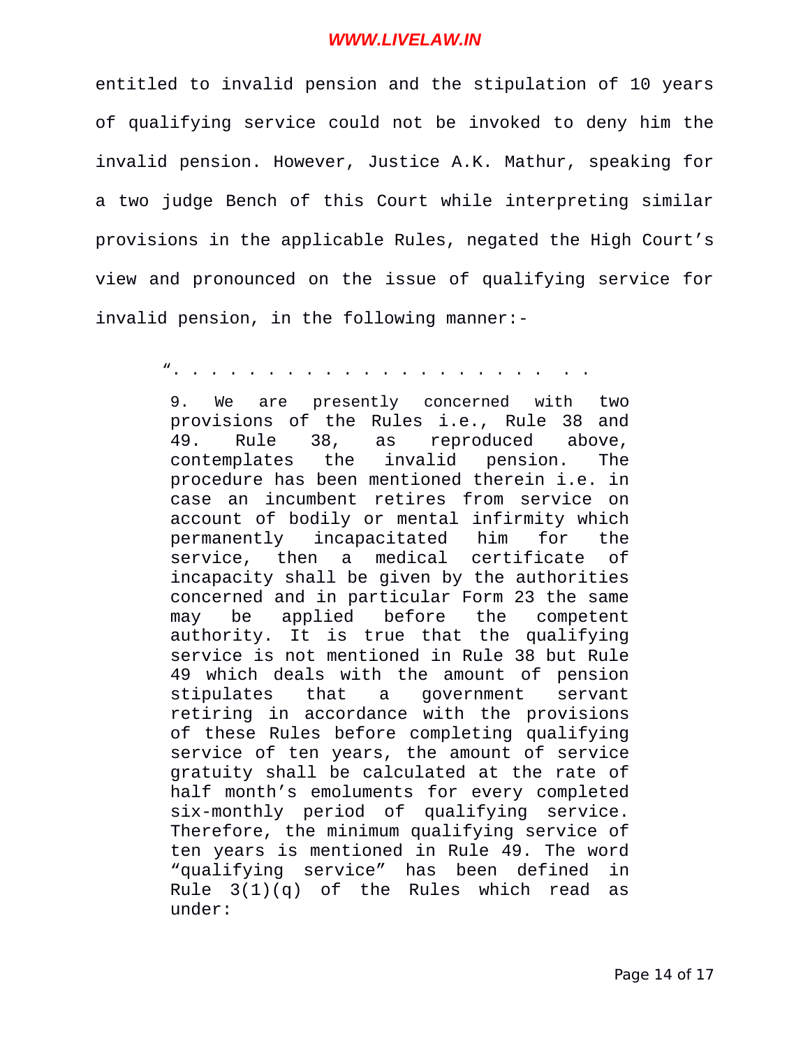entitled to invalid pension and the stipulation of 10 years of qualifying service could not be invoked to deny him the invalid pension. However, Justice A.K. Mathur, speaking for a two judge Bench of this Court while interpreting similar provisions in the applicable Rules, negated the High Court's view and pronounced on the issue of qualifying service for invalid pension, in the following manner:-

> ". . . . . . . . . . . . . . . . . . . . . . . .
>
> 9. We are presently concerned with two provisions of the Rules i.e., Rule 38 and 49. Rule 38, as reproduced above, contemplates the invalid pension. The procedure has been mentioned therein i.e. in case an incumbent retires from service on account of bodily or mental infirmity which permanently incapacitated him for the service, then a medical certificate of incapacity shall be given by the authorities concerned and in particular Form 23 the same may be applied before the competent authority. It is true that the qualifying service is not mentioned in Rule 38 but Rule 49 which deals with the amount of pension stipulates that a government servant retiring in accordance with the provisions of these Rules before completing qualifying service of ten years, the amount of service gratuity shall be calculated at the rate of half month's emoluments for every completed six-monthly period of qualifying service. Therefore, the minimum qualifying service of ten years is mentioned in Rule 49. The word "qualifying service" has been defined in Rule 3(1)(q) of the Rules which read as under: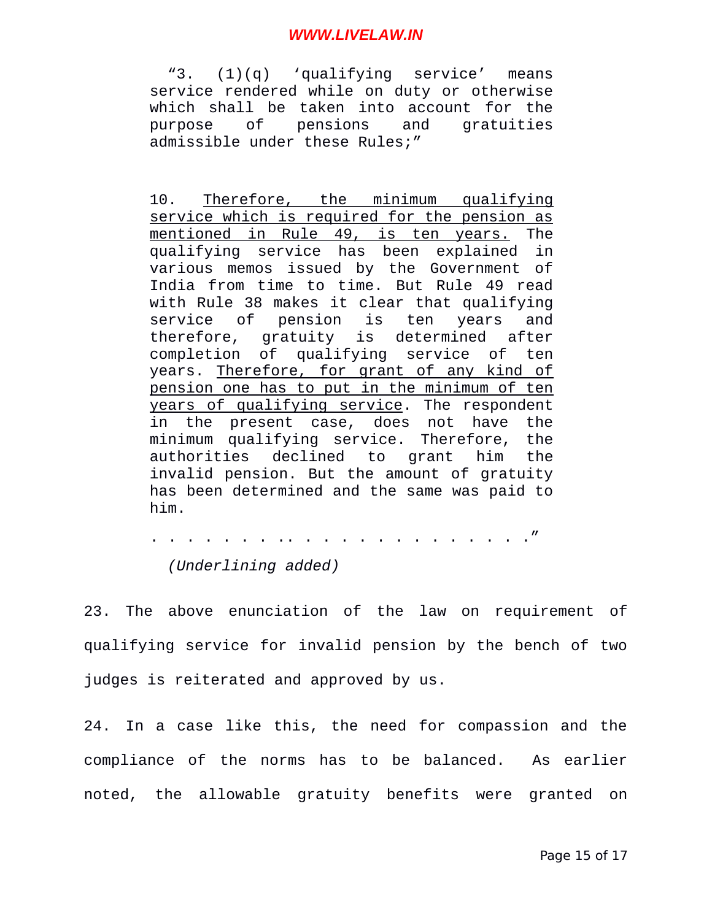> "3. (1)(q) 'qualifying service' means service rendered while on duty or otherwise which shall be taken into account for the purpose of pensions and gratuities admissible under these Rules;"
>
> 10. <u>Therefore, the minimum qualifying service which is required for the pension as mentioned in Rule 49, is ten years.</u> The qualifying service has been explained in various memos issued by the Government of India from time to time. But Rule 49 read with Rule 38 makes it clear that qualifying service of pension is ten years and therefore, gratuity is determined after completion of qualifying service of ten years. <u>Therefore, for grant of any kind of pension one has to put in the minimum of ten years of qualifying service</u>. The respondent in the present case, does not have the minimum qualifying service. Therefore, the authorities declined to grant him the invalid pension. But the amount of gratuity has been determined and the same was paid to him.
>
> . . . . . . . . .. . . . . . . . . . . . . ."
>
> *(Underlining added)*

23. The above enunciation of the law on requirement of qualifying service for invalid pension by the bench of two judges is reiterated and approved by us.

24. In a case like this, the need for compassion and the compliance of the norms has to be balanced. As earlier noted, the allowable gratuity benefits were granted on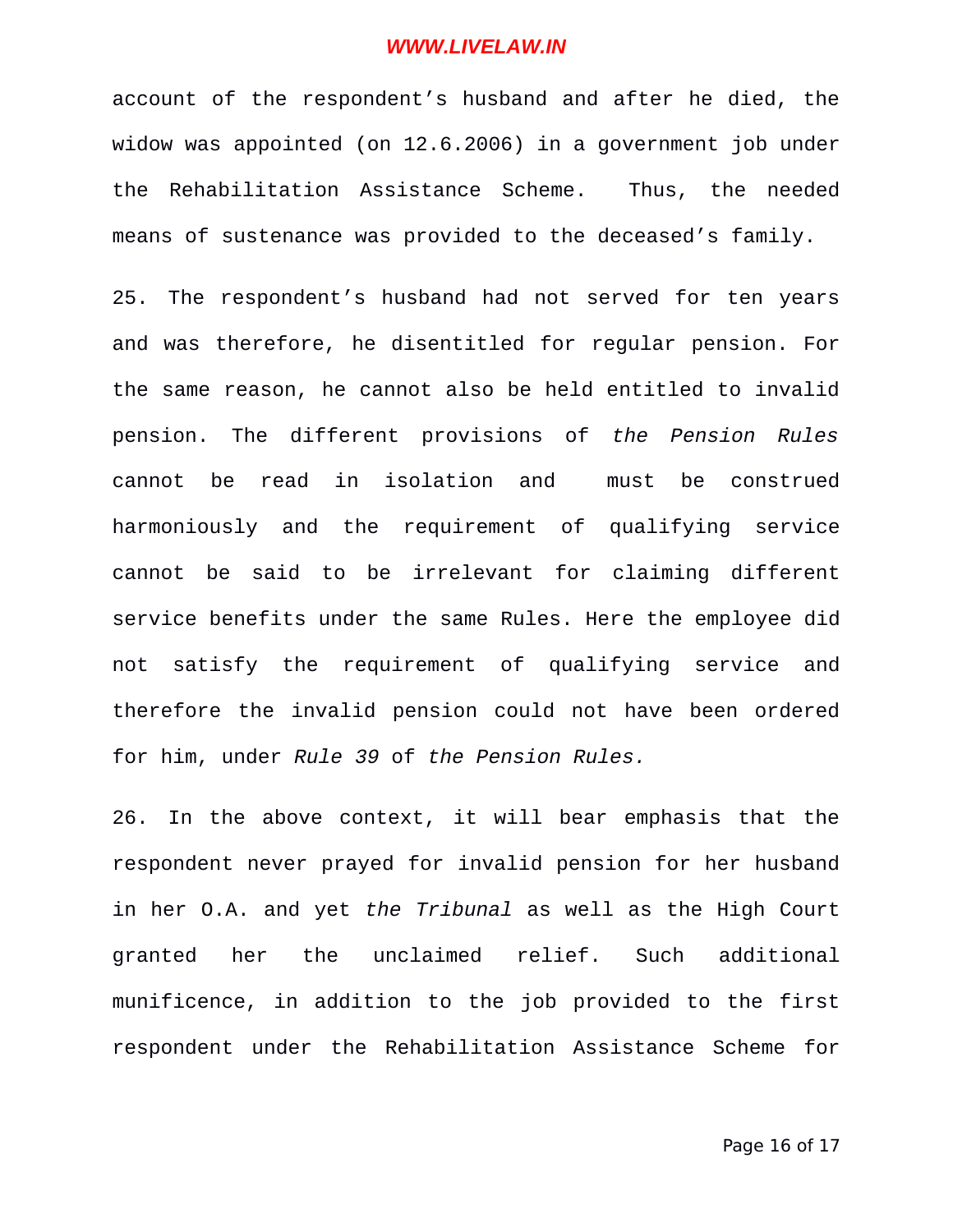account of the respondent's husband and after he died, the widow was appointed (on 12.6.2006) in a government job under the Rehabilitation Assistance Scheme. Thus, the needed means of sustenance was provided to the deceased's family.

25. The respondent's husband had not served for ten years and was therefore, he disentitled for regular pension. For the same reason, he cannot also be held entitled to invalid pension. The different provisions of *the Pension Rules* cannot be read in isolation and must be construed harmoniously and the requirement of qualifying service cannot be said to be irrelevant for claiming different service benefits under the same Rules. Here the employee did not satisfy the requirement of qualifying service and therefore the invalid pension could not have been ordered for him, under *Rule 39* of *the Pension Rules.*

26. In the above context, it will bear emphasis that the respondent never prayed for invalid pension for her husband in her O.A. and yet *the Tribunal* as well as the High Court granted her the unclaimed relief. Such additional munificence, in addition to the job provided to the first respondent under the Rehabilitation Assistance Scheme for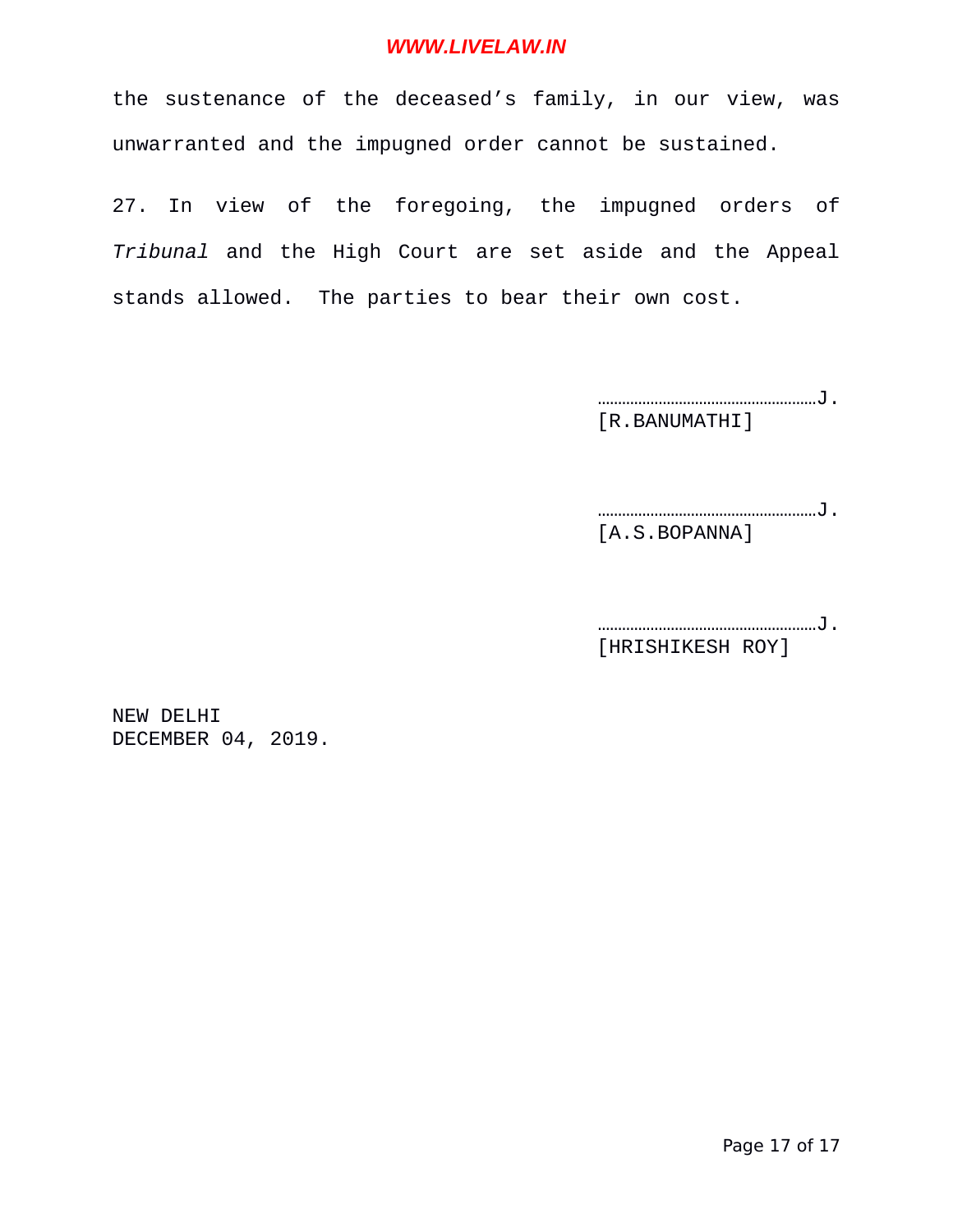the sustenance of the deceased’s family, in our view, was unwarranted and the impugned order cannot be sustained.

27. In view of the foregoing, the impugned orders of *Tribunal* and the High Court are set aside and the Appeal stands allowed. The parties to bear their own cost.

………………………………………………J.
[R.BANUMATHI]

………………………………………………J.
[A.S.BOPANNA]

………………………………………………J.
[HRISHIKESH ROY]

NEW DELHI
DECEMBER 04, 2019.